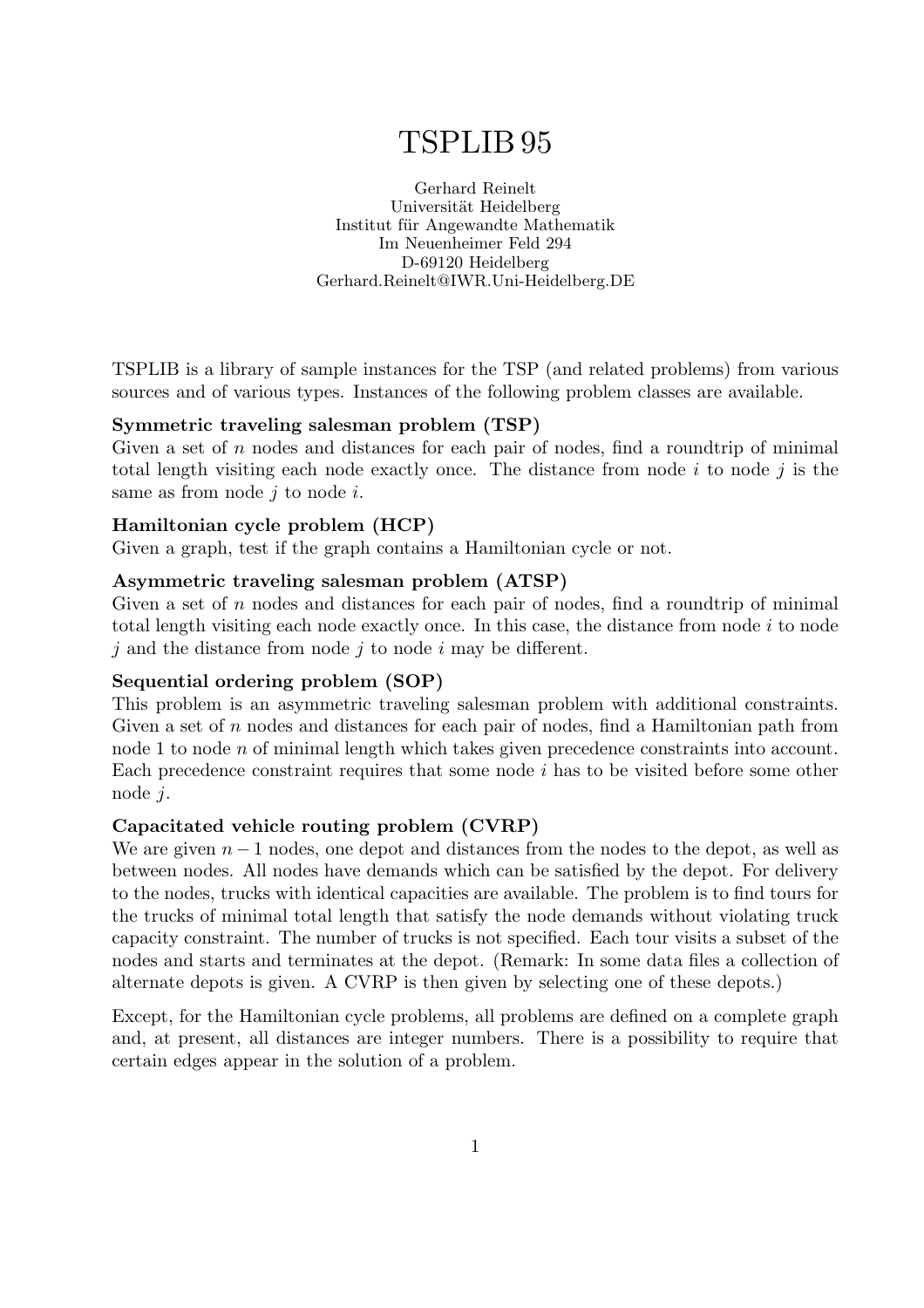# TSPLIB 95

Gerhard Reinelt
Universität Heidelberg
Institut für Angewandte Mathematik
Im Neuenheimer Feld 294
D-69120 Heidelberg
Gerhard.Reinelt@IWR.Uni-Heidelberg.DE

TSPLIB is a library of sample instances for the TSP (and related problems) from various sources and of various types. Instances of the following problem classes are available.

**Symmetric traveling salesman problem (TSP)**
Given a set of $n$ nodes and distances for each pair of nodes, find a roundtrip of minimal total length visiting each node exactly once. The distance from node $i$ to node $j$ is the same as from node $j$ to node $i$.

**Hamiltonian cycle problem (HCP)**
Given a graph, test if the graph contains a Hamiltonian cycle or not.

**Asymmetric traveling salesman problem (ATSP)**
Given a set of $n$ nodes and distances for each pair of nodes, find a roundtrip of minimal total length visiting each node exactly once. In this case, the distance from node $i$ to node $j$ and the distance from node $j$ to node $i$ may be different.

**Sequential ordering problem (SOP)**
This problem is an asymmetric traveling salesman problem with additional constraints. Given a set of $n$ nodes and distances for each pair of nodes, find a Hamiltonian path from node 1 to node $n$ of minimal length which takes given precedence constraints into account. Each precedence constraint requires that some node $i$ has to be visited before some other node $j$.

**Capacitated vehicle routing problem (CVRP)**
We are given $n - 1$ nodes, one depot and distances from the nodes to the depot, as well as between nodes. All nodes have demands which can be satisfied by the depot. For delivery to the nodes, trucks with identical capacities are available. The problem is to find tours for the trucks of minimal total length that satisfy the node demands without violating truck capacity constraint. The number of trucks is not specified. Each tour visits a subset of the nodes and starts and terminates at the depot. (Remark: In some data files a collection of alternate depots is given. A CVRP is then given by selecting one of these depots.)

Except, for the Hamiltonian cycle problems, all problems are defined on a complete graph and, at present, all distances are integer numbers. There is a possibility to require that certain edges appear in the solution of a problem.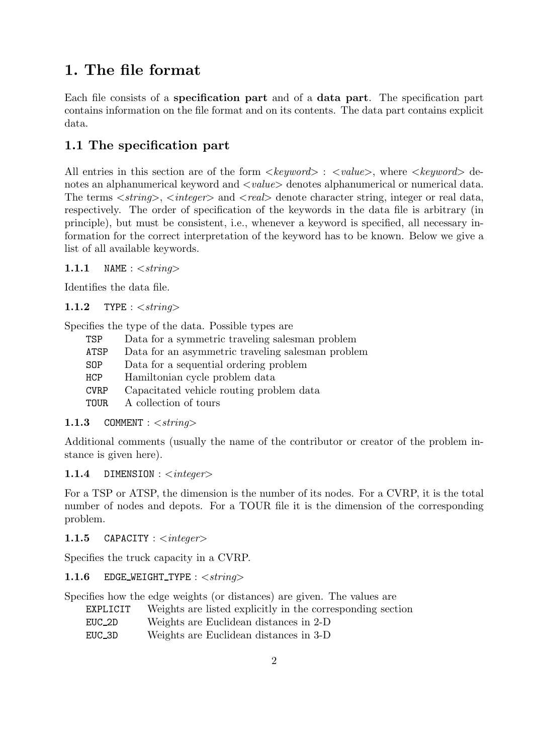# 1. The file format

Each file consists of a **specification part** and of a **data part**. The specification part contains information on the file format and on its contents. The data part contains explicit data.

## 1.1 The specification part

All entries in this section are of the form <*keyword*> : <*value*>, where <*keyword*> denotes an alphanumerical keyword and <*value*> denotes alphanumerical or numerical data. The terms <*string*>, <*integer*> and <*real*> denote character string, integer or real data, respectively. The order of specification of the keywords in the data file is arbitrary (in principle), but must be consistent, i.e., whenever a keyword is specified, all necessary information for the correct interpretation of the keyword has to be known. Below we give a list of all available keywords.

### 1.1.1 `NAME` : <*string*>

Identifies the data file.

### 1.1.2 `TYPE` : <*string*>

Specifies the type of the data. Possible types are

- `TSP` Data for a symmetric traveling salesman problem
- `ATSP` Data for an asymmetric traveling salesman problem
- `SOP` Data for a sequential ordering problem
- `HCP` Hamiltonian cycle problem data
- `CVRP` Capacitated vehicle routing problem data
- `TOUR` A collection of tours

### 1.1.3 `COMMENT` : <*string*>

Additional comments (usually the name of the contributor or creator of the problem instance is given here).

### 1.1.4 `DIMENSION` : <*integer*>

For a TSP or ATSP, the dimension is the number of its nodes. For a CVRP, it is the total number of nodes and depots. For a TOUR file it is the dimension of the corresponding problem.

### 1.1.5 `CAPACITY` : <*integer*>

Specifies the truck capacity in a CVRP.

### 1.1.6 `EDGE_WEIGHT_TYPE` : <*string*>

Specifies how the edge weights (or distances) are given. The values are

- `EXPLICIT` Weights are listed explicitly in the corresponding section
- `EUC_2D` Weights are Euclidean distances in 2-D
- `EUC_3D` Weights are Euclidean distances in 3-D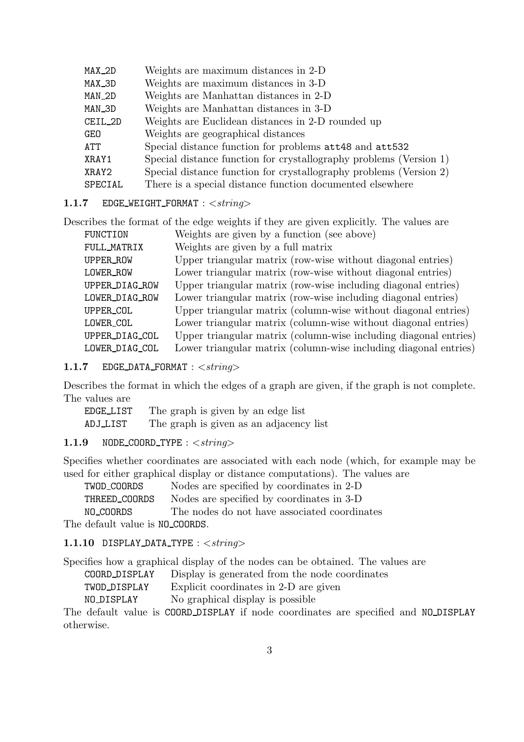| | |
|---|---|
| MAX_2D | Weights are maximum distances in 2-D |
| MAX_3D | Weights are maximum distances in 3-D |
| MAN_2D | Weights are Manhattan distances in 2-D |
| MAN_3D | Weights are Manhattan distances in 3-D |
| CEIL_2D | Weights are Euclidean distances in 2-D rounded up |
| GEO | Weights are geographical distances |
| ATT | Special distance function for problems att48 and att532 |
| XRAY1 | Special distance function for crystallography problems (Version 1) |
| XRAY2 | Special distance function for crystallography problems (Version 2) |
| SPECIAL | There is a special distance function documented elsewhere |

### 1.1.7 EDGE_WEIGHT_FORMAT : <*string*>

Describes the format of the edge weights if they are given explicitly. The values are

| | |
|---|---|
| FUNCTION | Weights are given by a function (see above) |
| FULL_MATRIX | Weights are given by a full matrix |
| UPPER_ROW | Upper triangular matrix (row-wise without diagonal entries) |
| LOWER_ROW | Lower triangular matrix (row-wise without diagonal entries) |
| UPPER_DIAG_ROW | Upper triangular matrix (row-wise including diagonal entries) |
| LOWER_DIAG_ROW | Lower triangular matrix (row-wise including diagonal entries) |
| UPPER_COL | Upper triangular matrix (column-wise without diagonal entries) |
| LOWER_COL | Lower triangular matrix (column-wise without diagonal entries) |
| UPPER_DIAG_COL | Upper triangular matrix (column-wise including diagonal entries) |
| LOWER_DIAG_COL | Lower triangular matrix (column-wise including diagonal entries) |

### 1.1.7 EDGE_DATA_FORMAT : <*string*>

Describes the format in which the edges of a graph are given, if the graph is not complete. The values are

| | |
|---|---|
| EDGE_LIST | The graph is given by an edge list |
| ADJ_LIST | The graph is given as an adjacency list |

### 1.1.9 NODE_COORD_TYPE : <*string*>

Specifies whether coordinates are associated with each node (which, for example may be used for either graphical display or distance computations). The values are

| | |
|---|---|
| TWOD_COORDS | Nodes are specified by coordinates in 2-D |
| THREED_COORDS | Nodes are specified by coordinates in 3-D |
| NO_COORDS | The nodes do not have associated coordinates |

The default value is NO_COORDS.

### 1.1.10 DISPLAY_DATA_TYPE : <*string*>

Specifies how a graphical display of the nodes can be obtained. The values are

| | |
|---|---|
| COORD_DISPLAY | Display is generated from the node coordinates |
| TWOD_DISPLAY | Explicit coordinates in 2-D are given |
| NO_DISPLAY | No graphical display is possible |

The default value is COORD_DISPLAY if node coordinates are specified and NO_DISPLAY otherwise.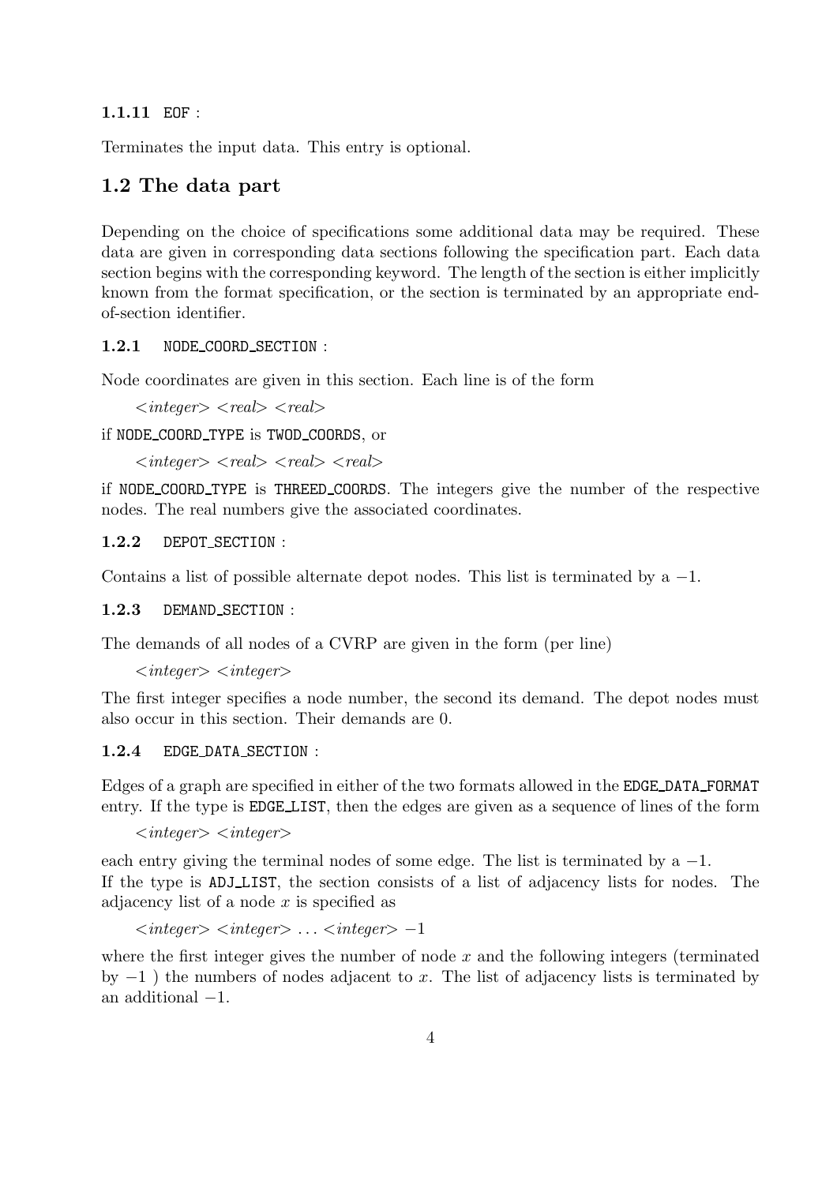#### 1.1.11 EOF :

Terminates the input data. This entry is optional.

## 1.2 The data part

Depending on the choice of specifications some additional data may be required. These data are given in corresponding data sections following the specification part. Each data section begins with the corresponding keyword. The length of the section is either implicitly known from the format specification, or the section is terminated by an appropriate end-of-section identifier.

#### 1.2.1 NODE_COORD_SECTION :

Node coordinates are given in this section. Each line is of the form

*<integer> <real> <real>*

if NODE_COORD_TYPE is TWOD_COORDS, or

*<integer> <real> <real> <real>*

if NODE_COORD_TYPE is THREED_COORDS. The integers give the number of the respective nodes. The real numbers give the associated coordinates.

#### 1.2.2 DEPOT_SECTION :

Contains a list of possible alternate depot nodes. This list is terminated by a $-1$.

#### 1.2.3 DEMAND_SECTION :

The demands of all nodes of a CVRP are given in the form (per line)

*<integer> <integer>*

The first integer specifies a node number, the second its demand. The depot nodes must also occur in this section. Their demands are 0.

#### 1.2.4 EDGE_DATA_SECTION :

Edges of a graph are specified in either of the two formats allowed in the EDGE_DATA_FORMAT entry. If the type is EDGE_LIST, then the edges are given as a sequence of lines of the form

*<integer> <integer>*

each entry giving the terminal nodes of some edge. The list is terminated by a $-1$.
If the type is ADJ_LIST, the section consists of a list of adjacency lists for nodes. The adjacency list of a node $x$ is specified as

*<integer> <integer> ... <integer>* $-1$

where the first integer gives the number of node $x$ and the following integers (terminated by $-1$ ) the numbers of nodes adjacent to $x$. The list of adjacency lists is terminated by an additional $-1$.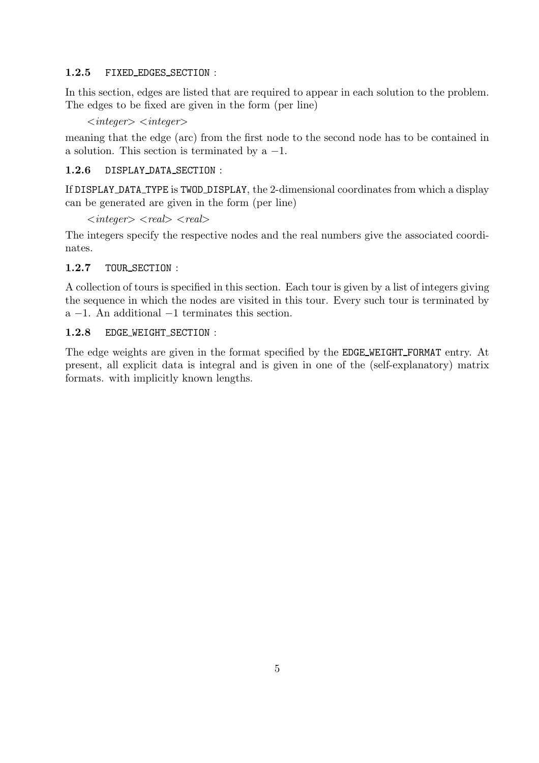### 1.2.5 FIXED_EDGES_SECTION :

In this section, edges are listed that are required to appear in each solution to the problem. The edges to be fixed are given in the form (per line)

*<integer> <integer>*

meaning that the edge (arc) from the first node to the second node has to be contained in a solution. This section is terminated by a $-1$.

### 1.2.6 DISPLAY_DATA_SECTION :

If DISPLAY_DATA_TYPE is TWOD_DISPLAY, the 2-dimensional coordinates from which a display can be generated are given in the form (per line)

*<integer> <real> <real>*

The integers specify the respective nodes and the real numbers give the associated coordinates.

### 1.2.7 TOUR_SECTION :

A collection of tours is specified in this section. Each tour is given by a list of integers giving the sequence in which the nodes are visited in this tour. Every such tour is terminated by a $-1$. An additional $-1$ terminates this section.

### 1.2.8 EDGE_WEIGHT_SECTION :

The edge weights are given in the format specified by the EDGE_WEIGHT_FORMAT entry. At present, all explicit data is integral and is given in one of the (self-explanatory) matrix formats. with implicitly known lengths.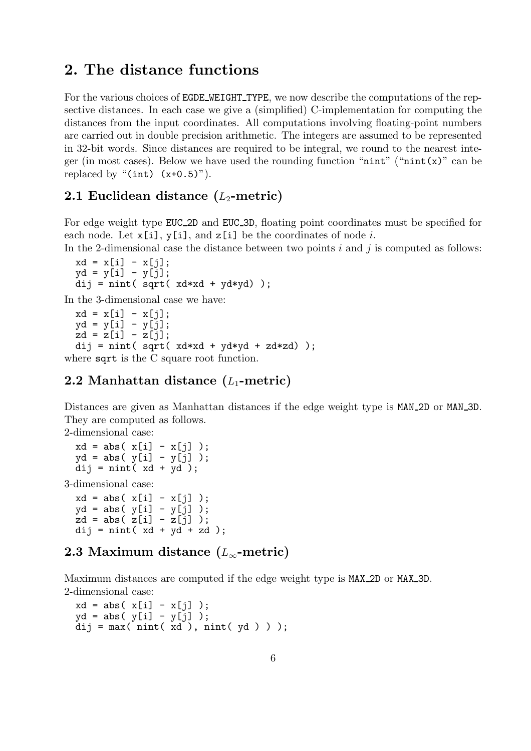## 2. The distance functions

For the various choices of EGDE_WEIGHT_TYPE, we now describe the computations of the repsective distances. In each case we give a (simplified) C-implementation for computing the distances from the input coordinates. All computations involving floating-point numbers are carried out in double precision arithmetic. The integers are assumed to be represented in 32-bit words. Since distances are required to be integral, we round to the nearest integer (in most cases). Below we have used the rounding function "nint" ("nint(x)" can be replaced by "(int) (x+0.5)").

### 2.1 Euclidean distance ($L_2$-metric)

For edge weight type EUC_2D and EUC_3D, floating point coordinates must be specified for each node. Let x[i], y[i], and z[i] be the coordinates of node $i$.

In the 2-dimensional case the distance between two points $i$ and $j$ is computed as follows:

```
xd = x[i] - x[j];
yd = y[i] - y[j];
dij = nint( sqrt( xd*xd + yd*yd) );
```

In the 3-dimensional case we have:

```
xd = x[i] - x[j];
yd = y[i] - y[j];
zd = z[i] - z[j];
dij = nint( sqrt( xd*xd + yd*yd + zd*zd) );
```

where sqrt is the C square root function.

### 2.2 Manhattan distance ($L_1$-metric)

Distances are given as Manhattan distances if the edge weight type is MAN_2D or MAN_3D. They are computed as follows.

2-dimensional case:

```
xd = abs( x[i] - x[j] );
yd = abs( y[i] - y[j] );
dij = nint( xd + yd );
```

3-dimensional case:

```
xd = abs( x[i] - x[j] );
yd = abs( y[i] - y[j] );
zd = abs( z[i] - z[j] );
dij = nint( xd + yd + zd );
```

### 2.3 Maximum distance ($L_\infty$-metric)

Maximum distances are computed if the edge weight type is MAX_2D or MAX_3D.

2-dimensional case:

```
xd = abs( x[i] - x[j] );
yd = abs( y[i] - y[j] );
dij = max( nint( xd ), nint( yd ) ) );
```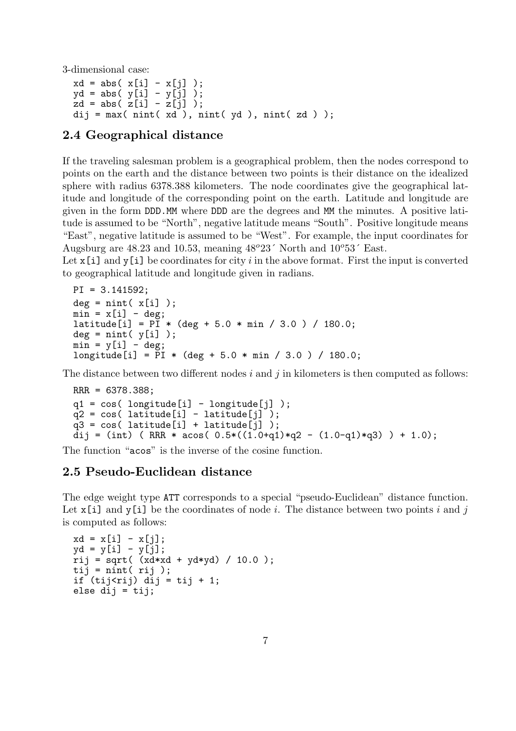3-dimensional case:

```
xd = abs( x[i] - x[j] );
yd = abs( y[i] - y[j] );
zd = abs( z[i] - z[j] );
dij = max( nint( xd ), nint( yd ), nint( zd ) );
```

## 2.4 Geographical distance

If the traveling salesman problem is a geographical problem, then the nodes correspond to points on the earth and the distance between two points is their distance on the idealized sphere with radius 6378.388 kilometers. The node coordinates give the geographical latitude and longitude of the corresponding point on the earth. Latitude and longitude are given in the form `DDD.MM` where `DDD` are the degrees and `MM` the minutes. A positive latitude is assumed to be "North", negative latitude means "South". Positive longitude means "East", negative latitude is assumed to be "West". For example, the input coordinates for Augsburg are 48.23 and 10.53, meaning $48^o 23'$ North and $10^o 53'$ East.

Let `x[i]` and `y[i]` be coordinates for city $i$ in the above format. First the input is converted to geographical latitude and longitude given in radians.

```
PI = 3.141592;
deg = nint( x[i] );
min = x[i] - deg;
latitude[i] = PI * (deg + 5.0 * min / 3.0 ) / 180.0;
deg = nint( y[i] );
min = y[i] - deg;
longitude[i] = PI * (deg + 5.0 * min / 3.0 ) / 180.0;
```

The distance between two different nodes $i$ and $j$ in kilometers is then computed as follows:

```
RRR = 6378.388;
q1 = cos( longitude[i] - longitude[j] );
q2 = cos( latitude[i] - latitude[j] );
q3 = cos( latitude[i] + latitude[j] );
dij = (int) ( RRR * acos( 0.5*((1.0+q1)*q2 - (1.0-q1)*q3) ) + 1.0);
```

The function "acos" is the inverse of the cosine function.

## 2.5 Pseudo-Euclidean distance

The edge weight type `ATT` corresponds to a special "pseudo-Euclidean" distance function. Let `x[i]` and `y[i]` be the coordinates of node $i$. The distance between two points $i$ and $j$ is computed as follows:

```
xd = x[i] - x[j];
yd = y[i] - y[j];
rij = sqrt( (xd*xd + yd*yd) / 10.0 );
tij = nint( rij );
if (tij<rij) dij = tij + 1;
else dij = tij;
```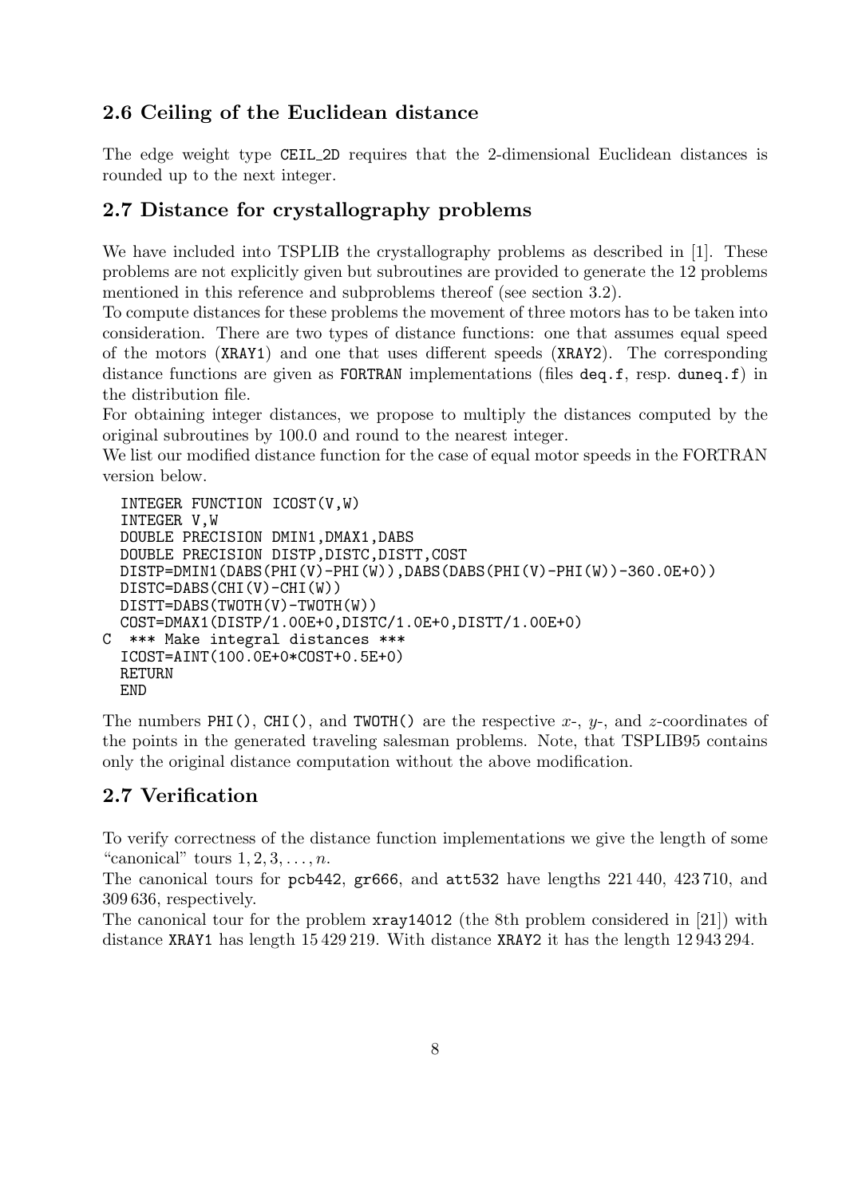## 2.6 Ceiling of the Euclidean distance

The edge weight type CEIL_2D requires that the 2-dimensional Euclidean distances is rounded up to the next integer.

## 2.7 Distance for crystallography problems

We have included into TSPLIB the crystallography problems as described in [1]. These problems are not explicitly given but subroutines are provided to generate the 12 problems mentioned in this reference and subproblems thereof (see section 3.2).

To compute distances for these problems the movement of three motors has to be taken into consideration. There are two types of distance functions: one that assumes equal speed of the motors (XRAY1) and one that uses different speeds (XRAY2). The corresponding distance functions are given as FORTRAN implementations (files deq.f, resp. duneq.f) in the distribution file.

For obtaining integer distances, we propose to multiply the distances computed by the original subroutines by 100.0 and round to the nearest integer.

We list our modified distance function for the case of equal motor speeds in the FORTRAN version below.

```
  INTEGER FUNCTION ICOST(V,W)
  INTEGER V,W
  DOUBLE PRECISION DMIN1,DMAX1,DABS
  DOUBLE PRECISION DISTP,DISTC,DISTT,COST
  DISTP=DMIN1(DABS(PHI(V)-PHI(W)),DABS(DABS(PHI(V)-PHI(W))-360.0E+0))
  DISTC=DABS(CHI(V)-CHI(W))
  DISTT=DABS(TWOTH(V)-TWOTH(W))
  COST=DMAX1(DISTP/1.00E+0,DISTC/1.0E+0,DISTT/1.00E+0)
C  *** Make integral distances ***
  ICOST=AINT(100.0E+0*COST+0.5E+0)
  RETURN
  END
```

The numbers PHI(), CHI(), and TWOTH() are the respective $x$-, $y$-, and $z$-coordinates of the points in the generated traveling salesman problems. Note, that TSPLIB95 contains only the original distance computation without the above modification.

## 2.7 Verification

To verify correctness of the distance function implementations we give the length of some "canonical" tours $1, 2, 3, \ldots, n$.

The canonical tours for pcb442, gr666, and att532 have lengths 221 440, 423 710, and 309 636, respectively.

The canonical tour for the problem xray14012 (the 8th problem considered in [21]) with distance XRAY1 has length 15 429 219. With distance XRAY2 it has the length 12 943 294.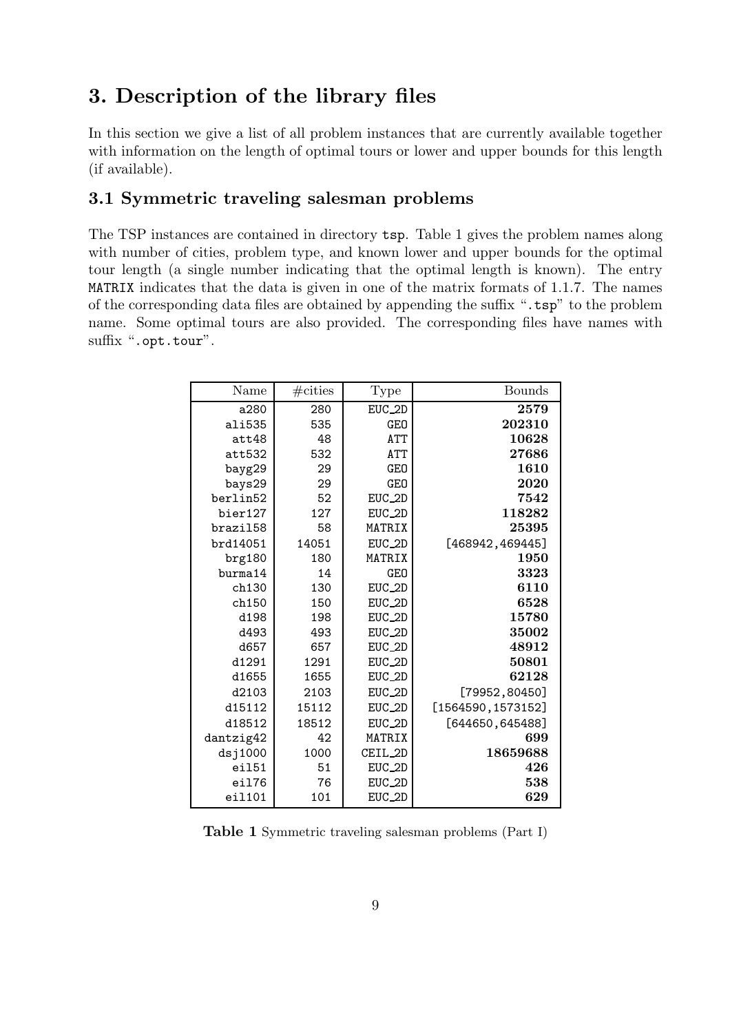# 3. Description of the library files

In this section we give a list of all problem instances that are currently available together with information on the length of optimal tours or lower and upper bounds for this length (if available).

## 3.1 Symmetric traveling salesman problems

The TSP instances are contained in directory `tsp`. Table 1 gives the problem names along with number of cities, problem type, and known lower and upper bounds for the optimal tour length (a single number indicating that the optimal length is known). The entry `MATRIX` indicates that the data is given in one of the matrix formats of 1.1.7. The names of the corresponding data files are obtained by appending the suffix "`.tsp`" to the problem name. Some optimal tours are also provided. The corresponding files have names with suffix "`.opt.tour`".

| Name | #cities | Type | Bounds |
|---|---|---|---|
| a280 | 280 | EUC_2D | **2579** |
| ali535 | 535 | GEO | **202310** |
| att48 | 48 | ATT | **10628** |
| att532 | 532 | ATT | **27686** |
| bayg29 | 29 | GEO | **1610** |
| bays29 | 29 | GEO | **2020** |
| berlin52 | 52 | EUC_2D | **7542** |
| bier127 | 127 | EUC_2D | **118282** |
| brazil58 | 58 | MATRIX | **25395** |
| brd14051 | 14051 | EUC_2D | [468942,469445] |
| brg180 | 180 | MATRIX | **1950** |
| burma14 | 14 | GEO | **3323** |
| ch130 | 130 | EUC_2D | **6110** |
| ch150 | 150 | EUC_2D | **6528** |
| d198 | 198 | EUC_2D | **15780** |
| d493 | 493 | EUC_2D | **35002** |
| d657 | 657 | EUC_2D | **48912** |
| d1291 | 1291 | EUC_2D | **50801** |
| d1655 | 1655 | EUC_2D | **62128** |
| d2103 | 2103 | EUC_2D | [79952,80450] |
| d15112 | 15112 | EUC_2D | [1564590,1573152] |
| d18512 | 18512 | EUC_2D | [644650,645488] |
| dantzig42 | 42 | MATRIX | **699** |
| dsj1000 | 1000 | CEIL_2D | **18659688** |
| eil51 | 51 | EUC_2D | **426** |
| eil76 | 76 | EUC_2D | **538** |
| eil101 | 101 | EUC_2D | **629** |

**Table 1** Symmetric traveling salesman problems (Part I)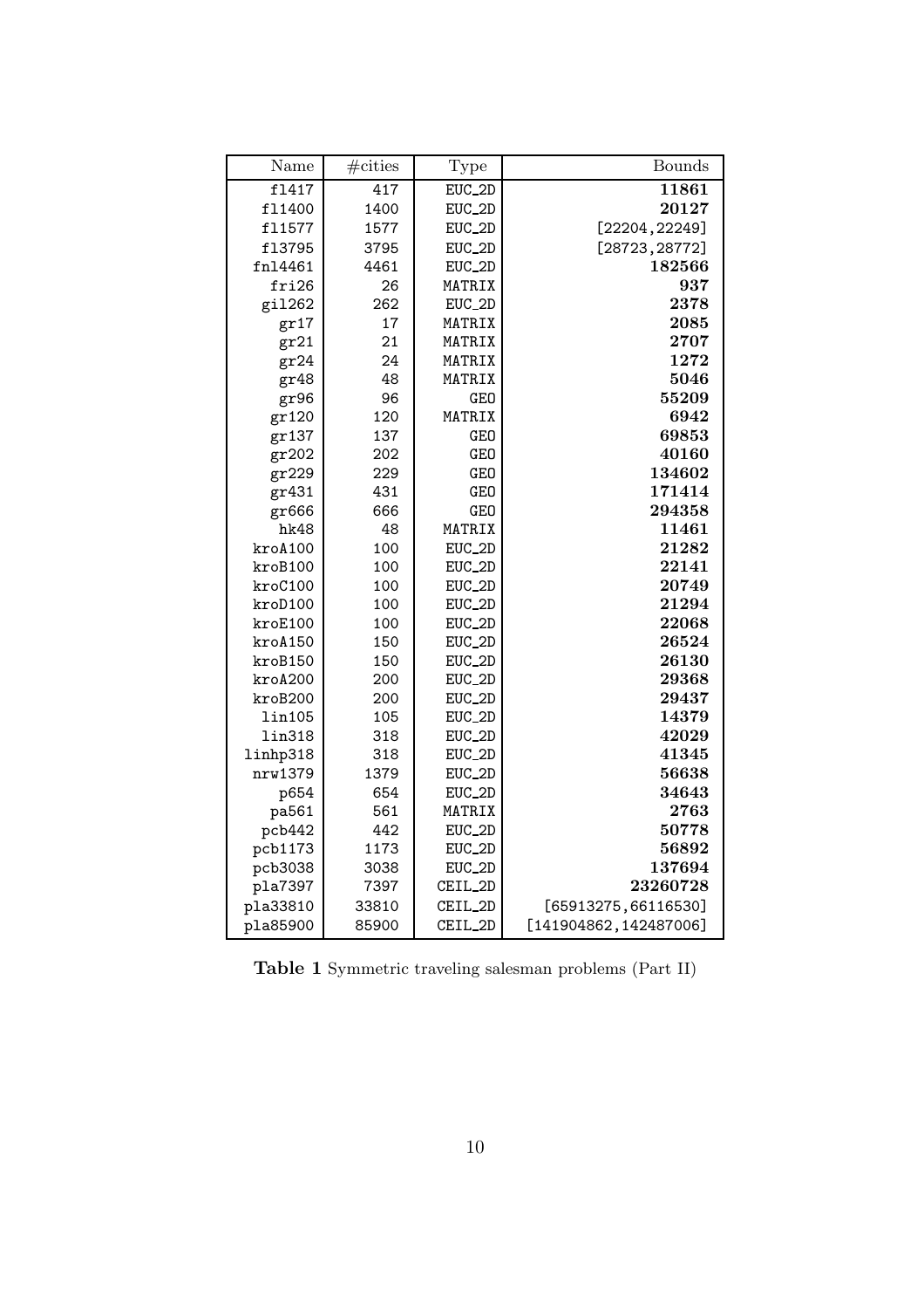| Name | #cities | Type | Bounds |
|---|---|---|---|
| fl417 | 417 | EUC_2D | **11861** |
| fl1400 | 1400 | EUC_2D | **20127** |
| fl1577 | 1577 | EUC_2D | [22204,22249] |
| fl3795 | 3795 | EUC_2D | [28723,28772] |
| fnl4461 | 4461 | EUC_2D | **182566** |
| fri26 | 26 | MATRIX | **937** |
| gil262 | 262 | EUC_2D | **2378** |
| gr17 | 17 | MATRIX | **2085** |
| gr21 | 21 | MATRIX | **2707** |
| gr24 | 24 | MATRIX | **1272** |
| gr48 | 48 | MATRIX | **5046** |
| gr96 | 96 | GEO | **55209** |
| gr120 | 120 | MATRIX | **6942** |
| gr137 | 137 | GEO | **69853** |
| gr202 | 202 | GEO | **40160** |
| gr229 | 229 | GEO | **134602** |
| gr431 | 431 | GEO | **171414** |
| gr666 | 666 | GEO | **294358** |
| hk48 | 48 | MATRIX | **11461** |
| kroA100 | 100 | EUC_2D | **21282** |
| kroB100 | 100 | EUC_2D | **22141** |
| kroC100 | 100 | EUC_2D | **20749** |
| kroD100 | 100 | EUC_2D | **21294** |
| kroE100 | 100 | EUC_2D | **22068** |
| kroA150 | 150 | EUC_2D | **26524** |
| kroB150 | 150 | EUC_2D | **26130** |
| kroA200 | 200 | EUC_2D | **29368** |
| kroB200 | 200 | EUC_2D | **29437** |
| lin105 | 105 | EUC_2D | **14379** |
| lin318 | 318 | EUC_2D | **42029** |
| linhp318 | 318 | EUC_2D | **41345** |
| nrw1379 | 1379 | EUC_2D | **56638** |
| p654 | 654 | EUC_2D | **34643** |
| pa561 | 561 | MATRIX | **2763** |
| pcb442 | 442 | EUC_2D | **50778** |
| pcb1173 | 1173 | EUC_2D | **56892** |
| pcb3038 | 3038 | EUC_2D | **137694** |
| pla7397 | 7397 | CEIL_2D | **23260728** |
| pla33810 | 33810 | CEIL_2D | [65913275,66116530] |
| pla85900 | 85900 | CEIL_2D | [141904862,142487006] |

**Table 1** Symmetric traveling salesman problems (Part II)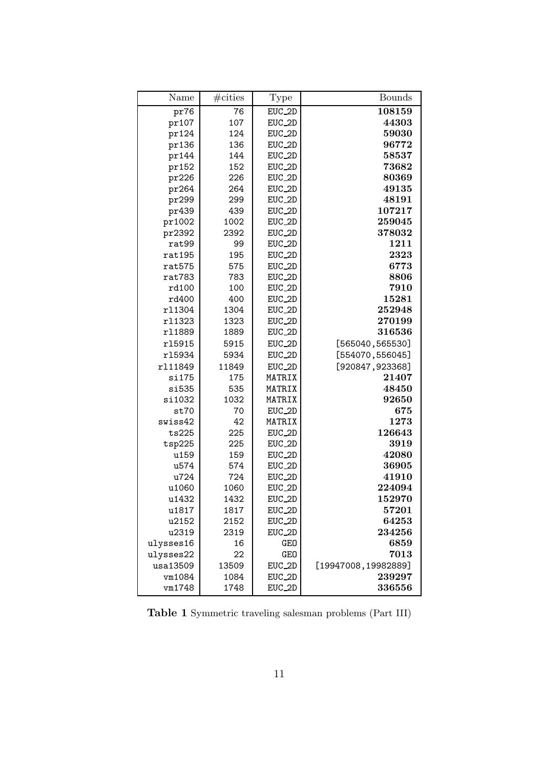| Name | #cities | Type | Bounds |
|---|---|---|---|
| pr76 | 76 | EUC_2D | **108159** |
| pr107 | 107 | EUC_2D | **44303** |
| pr124 | 124 | EUC_2D | **59030** |
| pr136 | 136 | EUC_2D | **96772** |
| pr144 | 144 | EUC_2D | **58537** |
| pr152 | 152 | EUC_2D | **73682** |
| pr226 | 226 | EUC_2D | **80369** |
| pr264 | 264 | EUC_2D | **49135** |
| pr299 | 299 | EUC_2D | **48191** |
| pr439 | 439 | EUC_2D | **107217** |
| pr1002 | 1002 | EUC_2D | **259045** |
| pr2392 | 2392 | EUC_2D | **378032** |
| rat99 | 99 | EUC_2D | **1211** |
| rat195 | 195 | EUC_2D | **2323** |
| rat575 | 575 | EUC_2D | **6773** |
| rat783 | 783 | EUC_2D | **8806** |
| rd100 | 100 | EUC_2D | **7910** |
| rd400 | 400 | EUC_2D | **15281** |
| rl1304 | 1304 | EUC_2D | **252948** |
| rl1323 | 1323 | EUC_2D | **270199** |
| rl1889 | 1889 | EUC_2D | **316536** |
| rl5915 | 5915 | EUC_2D | [565040,565530] |
| rl5934 | 5934 | EUC_2D | [554070,556045] |
| rl11849 | 11849 | EUC_2D | [920847,923368] |
| si175 | 175 | MATRIX | **21407** |
| si535 | 535 | MATRIX | **48450** |
| si1032 | 1032 | MATRIX | **92650** |
| st70 | 70 | EUC_2D | **675** |
| swiss42 | 42 | MATRIX | **1273** |
| ts225 | 225 | EUC_2D | **126643** |
| tsp225 | 225 | EUC_2D | **3919** |
| u159 | 159 | EUC_2D | **42080** |
| u574 | 574 | EUC_2D | **36905** |
| u724 | 724 | EUC_2D | **41910** |
| u1060 | 1060 | EUC_2D | **224094** |
| u1432 | 1432 | EUC_2D | **152970** |
| u1817 | 1817 | EUC_2D | **57201** |
| u2152 | 2152 | EUC_2D | **64253** |
| u2319 | 2319 | EUC_2D | **234256** |
| ulysses16 | 16 | GEO | **6859** |
| ulysses22 | 22 | GEO | **7013** |
| usa13509 | 13509 | EUC_2D | [19947008,19982889] |
| vm1084 | 1084 | EUC_2D | **239297** |
| vm1748 | 1748 | EUC_2D | **336556** |

**Table 1** Symmetric traveling salesman problems (Part III)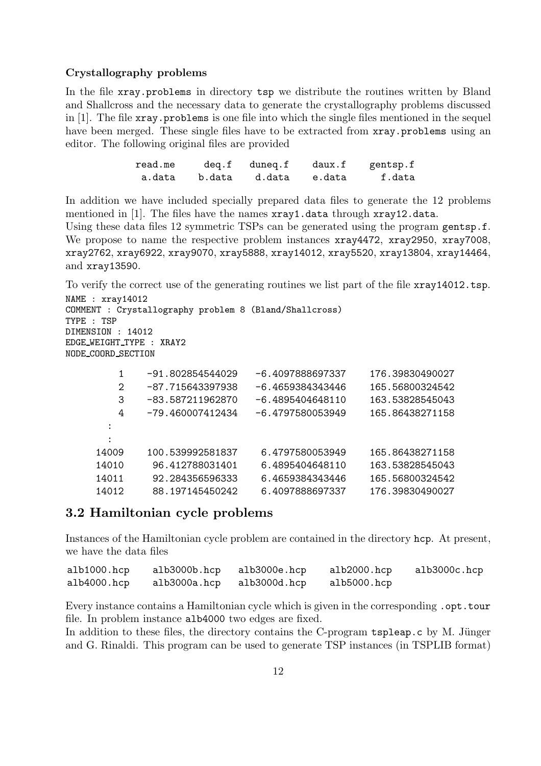**Crystallography problems**

In the file `xray.problems` in directory `tsp` we distribute the routines written by Bland and Shallcross and the necessary data to generate the crystallography problems discussed in [1]. The file `xray.problems` is one file into which the single files mentioned in the sequel have been merged. These single files have to be extracted from `xray.problems` using an editor. The following original files are provided

```
read.me     deq.f   duneq.f    daux.f    gentsp.f
 a.data    b.data    d.data    e.data      f.data
```

In addition we have included specially prepared data files to generate the 12 problems mentioned in [1]. The files have the names `xray1.data` through `xray12.data`.
Using these data files 12 symmetric TSPs can be generated using the program `gentsp.f`. We propose to name the respective problem instances `xray4472`, `xray2950`, `xray7008`, `xray2762`, `xray6922`, `xray9070`, `xray5888`, `xray14012`, `xray5520`, `xray13804`, `xray14464`, and `xray13590`.

To verify the correct use of the generating routines we list part of the file `xray14012.tsp`.

```
NAME : xray14012
COMMENT : Crystallography problem 8 (Bland/Shallcross)
TYPE : TSP
DIMENSION : 14012
EDGE_WEIGHT_TYPE : XRAY2
NODE_COORD_SECTION

        1    -91.802854544029   -6.4097888697337    176.39830490027
        2    -87.715643397938   -6.4659384343446    165.56800324542
        3    -83.587211962870   -6.4895404648110    163.53828545043
        4    -79.460007412434   -6.4797580053949    165.86438271158
      :
      :
    14009    100.539992581837    6.4797580053949    165.86438271158
    14010     96.412788031401    6.4895404648110    163.53828545043
    14011     92.284356596333    6.4659384343446    165.56800324542
    14012     88.197145450242    6.4097888697337    176.39830490027
```

## 3.2 Hamiltonian cycle problems

Instances of the Hamiltonian cycle problem are contained in the directory `hcp`. At present, we have the data files

```
alb1000.hcp    alb3000b.hcp    alb3000e.hcp    alb2000.hcp    alb3000c.hcp
alb4000.hcp    alb3000a.hcp    alb3000d.hcp    alb5000.hcp
```

Every instance contains a Hamiltonian cycle which is given in the corresponding `.opt.tour` file. In problem instance `alb4000` two edges are fixed.
In addition to these files, the directory contains the C-program `tspleap.c` by M. Jünger and G. Rinaldi. This program can be used to generate TSP instances (in TSPLIB format)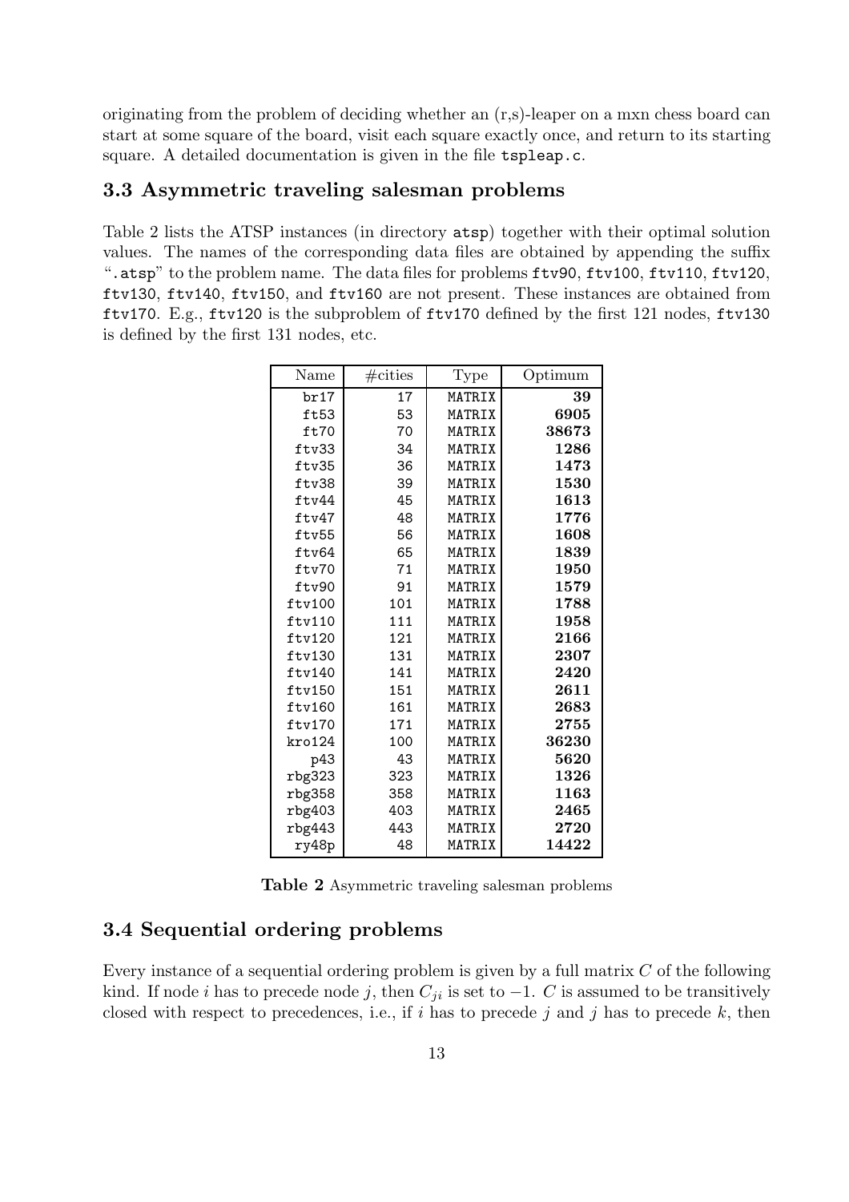originating from the problem of deciding whether an (r,s)-leaper on a mxn chess board can start at some square of the board, visit each square exactly once, and return to its starting square. A detailed documentation is given in the file `tspleap.c`.

### 3.3 Asymmetric traveling salesman problems

Table 2 lists the ATSP instances (in directory `atsp`) together with their optimal solution values. The names of the corresponding data files are obtained by appending the suffix "`.atsp`" to the problem name. The data files for problems `ftv90`, `ftv100`, `ftv110`, `ftv120`, `ftv130`, `ftv140`, `ftv150`, and `ftv160` are not present. These instances are obtained from `ftv170`. E.g., `ftv120` is the subproblem of `ftv170` defined by the first 121 nodes, `ftv130` is defined by the first 131 nodes, etc.

| Name | #cities | Type | Optimum |
|---|---|---|---|
| br17 | 17 | MATRIX | **39** |
| ft53 | 53 | MATRIX | **6905** |
| ft70 | 70 | MATRIX | **38673** |
| ftv33 | 34 | MATRIX | **1286** |
| ftv35 | 36 | MATRIX | **1473** |
| ftv38 | 39 | MATRIX | **1530** |
| ftv44 | 45 | MATRIX | **1613** |
| ftv47 | 48 | MATRIX | **1776** |
| ftv55 | 56 | MATRIX | **1608** |
| ftv64 | 65 | MATRIX | **1839** |
| ftv70 | 71 | MATRIX | **1950** |
| ftv90 | 91 | MATRIX | **1579** |
| ftv100 | 101 | MATRIX | **1788** |
| ftv110 | 111 | MATRIX | **1958** |
| ftv120 | 121 | MATRIX | **2166** |
| ftv130 | 131 | MATRIX | **2307** |
| ftv140 | 141 | MATRIX | **2420** |
| ftv150 | 151 | MATRIX | **2611** |
| ftv160 | 161 | MATRIX | **2683** |
| ftv170 | 171 | MATRIX | **2755** |
| kro124 | 100 | MATRIX | **36230** |
| p43 | 43 | MATRIX | **5620** |
| rbg323 | 323 | MATRIX | **1326** |
| rbg358 | 358 | MATRIX | **1163** |
| rbg403 | 403 | MATRIX | **2465** |
| rbg443 | 443 | MATRIX | **2720** |
| ry48p | 48 | MATRIX | **14422** |

**Table 2** Asymmetric traveling salesman problems

### 3.4 Sequential ordering problems

Every instance of a sequential ordering problem is given by a full matrix $C$ of the following kind. If node $i$ has to precede node $j$, then $C_{ji}$ is set to $-1$. $C$ is assumed to be transitively closed with respect to precedences, i.e., if $i$ has to precede $j$ and $j$ has to precede $k$, then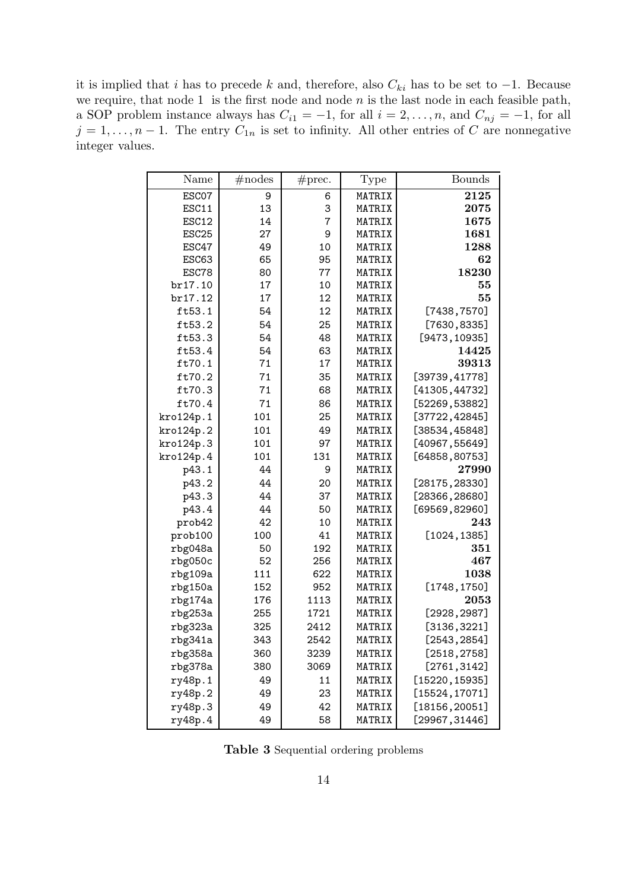it is implied that $i$ has to precede $k$ and, therefore, also $C_{ki}$ has to be set to $-1$. Because we require, that node 1 is the first node and node $n$ is the last node in each feasible path, a SOP problem instance always has $C_{i1} = -1$, for all $i = 2, \ldots, n$, and $C_{nj} = -1$, for all $j = 1, \ldots, n-1$. The entry $C_{1n}$ is set to infinity. All other entries of $C$ are nonnegative integer values.

| Name | #nodes | #prec. | Type | Bounds |
|---|---|---|---|---|
| ESC07 | 9 | 6 | MATRIX | **2125** |
| ESC11 | 13 | 3 | MATRIX | **2075** |
| ESC12 | 14 | 7 | MATRIX | **1675** |
| ESC25 | 27 | 9 | MATRIX | **1681** |
| ESC47 | 49 | 10 | MATRIX | **1288** |
| ESC63 | 65 | 95 | MATRIX | **62** |
| ESC78 | 80 | 77 | MATRIX | **18230** |
| br17.10 | 17 | 10 | MATRIX | **55** |
| br17.12 | 17 | 12 | MATRIX | **55** |
| ft53.1 | 54 | 12 | MATRIX | [7438,7570] |
| ft53.2 | 54 | 25 | MATRIX | [7630,8335] |
| ft53.3 | 54 | 48 | MATRIX | [9473,10935] |
| ft53.4 | 54 | 63 | MATRIX | **14425** |
| ft70.1 | 71 | 17 | MATRIX | **39313** |
| ft70.2 | 71 | 35 | MATRIX | [39739,41778] |
| ft70.3 | 71 | 68 | MATRIX | [41305,44732] |
| ft70.4 | 71 | 86 | MATRIX | [52269,53882] |
| kro124p.1 | 101 | 25 | MATRIX | [37722,42845] |
| kro124p.2 | 101 | 49 | MATRIX | [38534,45848] |
| kro124p.3 | 101 | 97 | MATRIX | [40967,55649] |
| kro124p.4 | 101 | 131 | MATRIX | [64858,80753] |
| p43.1 | 44 | 9 | MATRIX | **27990** |
| p43.2 | 44 | 20 | MATRIX | [28175,28330] |
| p43.3 | 44 | 37 | MATRIX | [28366,28680] |
| p43.4 | 44 | 50 | MATRIX | [69569,82960] |
| prob42 | 42 | 10 | MATRIX | **243** |
| prob100 | 100 | 41 | MATRIX | [1024,1385] |
| rbg048a | 50 | 192 | MATRIX | **351** |
| rbg050c | 52 | 256 | MATRIX | **467** |
| rbg109a | 111 | 622 | MATRIX | **1038** |
| rbg150a | 152 | 952 | MATRIX | [1748,1750] |
| rbg174a | 176 | 1113 | MATRIX | **2053** |
| rbg253a | 255 | 1721 | MATRIX | [2928,2987] |
| rbg323a | 325 | 2412 | MATRIX | [3136,3221] |
| rbg341a | 343 | 2542 | MATRIX | [2543,2854] |
| rbg358a | 360 | 3239 | MATRIX | [2518,2758] |
| rbg378a | 380 | 3069 | MATRIX | [2761,3142] |
| ry48p.1 | 49 | 11 | MATRIX | [15220,15935] |
| ry48p.2 | 49 | 23 | MATRIX | [15524,17071] |
| ry48p.3 | 49 | 42 | MATRIX | [18156,20051] |
| ry48p.4 | 49 | 58 | MATRIX | [29967,31446] |

**Table 3** Sequential ordering problems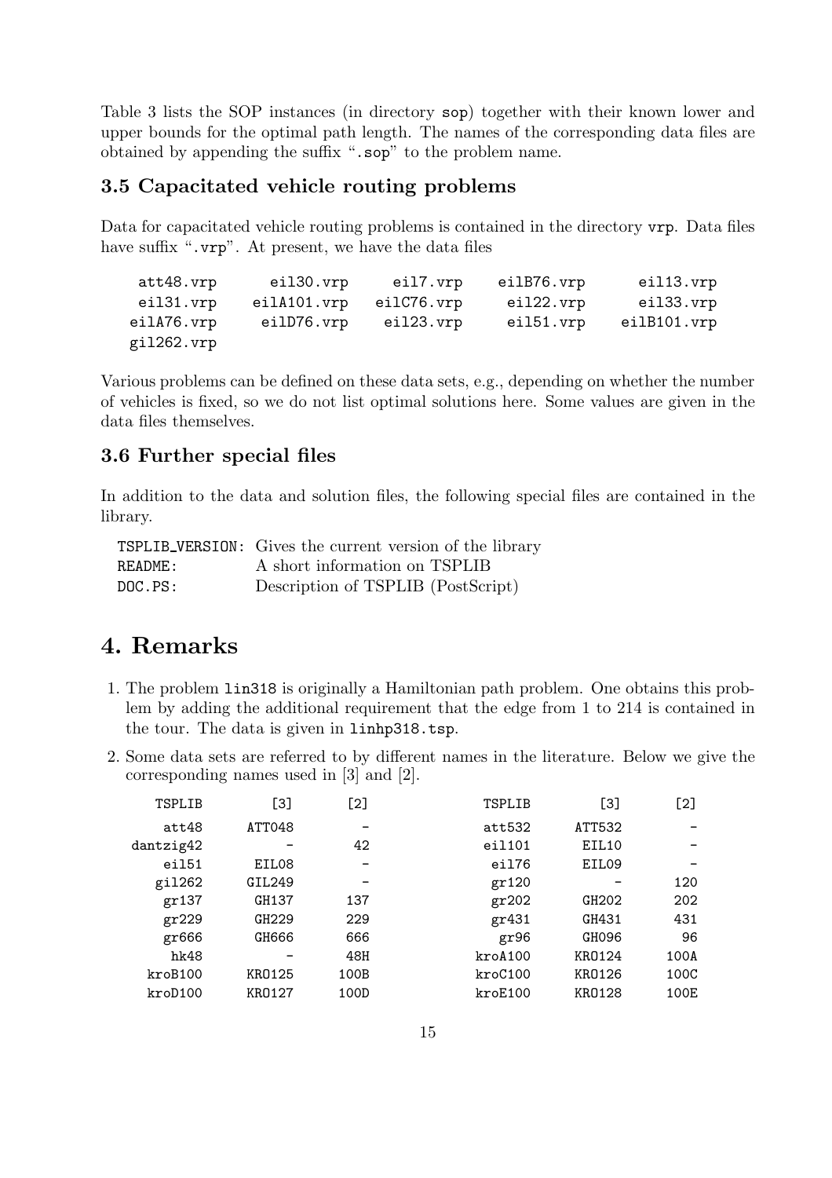Table 3 lists the SOP instances (in directory `sop`) together with their known lower and upper bounds for the optimal path length. The names of the corresponding data files are obtained by appending the suffix "`.sop`" to the problem name.

### 3.5 Capacitated vehicle routing problems

Data for capacitated vehicle routing problems is contained in the directory `vrp`. Data files have suffix "`.vrp`". At present, we have the data files

```
 att48.vrp     eil30.vrp    eil7.vrp    eilB76.vrp     eil13.vrp
 eil31.vrp    eilA101.vrp  eilC76.vrp    eil22.vrp     eil33.vrp
eilA76.vrp     eilD76.vrp    eil23.vrp    eil51.vrp   eilB101.vrp
gil262.vrp
```

Various problems can be defined on these data sets, e.g., depending on whether the number of vehicles is fixed, so we do not list optimal solutions here. Some values are given in the data files themselves.

### 3.6 Further special files

In addition to the data and solution files, the following special files are contained in the library.

| | |
|---|---|
| `TSPLIB_VERSION`: | Gives the current version of the library |
| `README`: | A short information on TSPLIB |
| `DOC.PS`: | Description of TSPLIB (PostScript) |

## 4. Remarks

1. The problem `lin318` is originally a Hamiltonian path problem. One obtains this problem by adding the additional requirement that the edge from 1 to 214 is contained in the tour. The data is given in `linhp318.tsp`.

2. Some data sets are referred to by different names in the literature. Below we give the corresponding names used in [3] and [2].

| TSPLIB | [3] | [2] | TSPLIB | [3] | [2] |
|---|---|---|---|---|---|
| att48 | ATT048 | - | att532 | ATT532 | - |
| dantzig42 | - | 42 | eil101 | EIL10 | - |
| eil51 | EIL08 | - | eil76 | EIL09 | - |
| gil262 | GIL249 | - | gr120 | - | 120 |
| gr137 | GH137 | 137 | gr202 | GH202 | 202 |
| gr229 | GH229 | 229 | gr431 | GH431 | 431 |
| gr666 | GH666 | 666 | gr96 | GH096 | 96 |
| hk48 | - | 48H | kroA100 | KRO124 | 100A |
| kroB100 | KRO125 | 100B | kroC100 | KRO126 | 100C |
| kroD100 | KRO127 | 100D | kroE100 | KRO128 | 100E |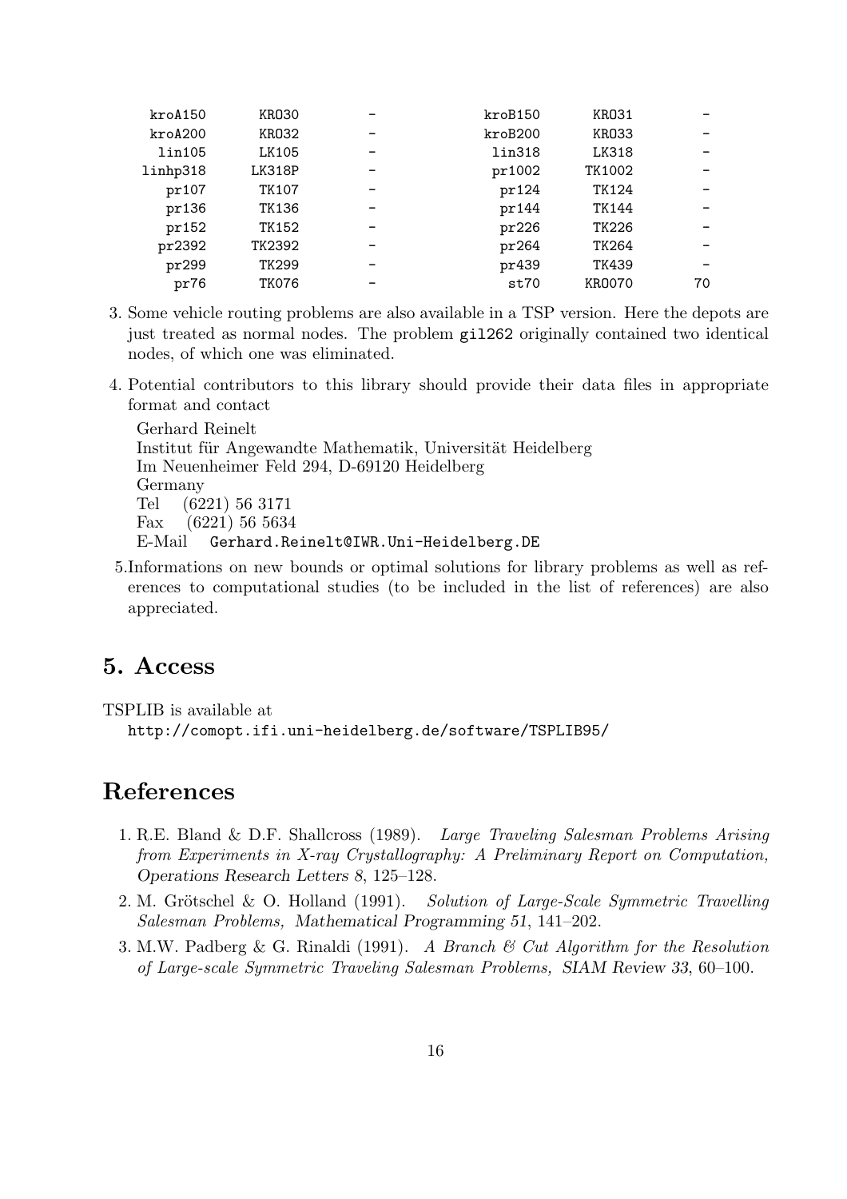| | | | | | |
|---|---|---|---|---|---|
| kroA150 | KRO30 | - | kroB150 | KRO31 | - |
| kroA200 | KRO32 | - | kroB200 | KRO33 | - |
| lin105 | LK105 | - | lin318 | LK318 | - |
| linhp318 | LK318P | - | pr1002 | TK1002 | - |
| pr107 | TK107 | - | pr124 | TK124 | - |
| pr136 | TK136 | - | pr144 | TK144 | - |
| pr152 | TK152 | - | pr226 | TK226 | - |
| pr2392 | TK2392 | - | pr264 | TK264 | - |
| pr299 | TK299 | - | pr439 | TK439 | - |
| pr76 | TK076 | - | st70 | KRO070 | 70 |

3. Some vehicle routing problems are also available in a TSP version. Here the depots are just treated as normal nodes. The problem gil262 originally contained two identical nodes, of which one was eliminated.

4. Potential contributors to this library should provide their data files in appropriate format and contact

   Gerhard Reinelt
   Institut für Angewandte Mathematik, Universität Heidelberg
   Im Neuenheimer Feld 294, D-69120 Heidelberg
   Germany
   Tel (6221) 56 3171
   Fax (6221) 56 5634
   E-Mail Gerhard.Reinelt@IWR.Uni-Heidelberg.DE

5. Informations on new bounds or optimal solutions for library problems as well as references to computational studies (to be included in the list of references) are also appreciated.

## 5. Access

TSPLIB is available at
http://comopt.ifi.uni-heidelberg.de/software/TSPLIB95/

## References

1. R.E. Bland & D.F. Shallcross (1989). *Large Traveling Salesman Problems Arising from Experiments in X-ray Crystallography: A Preliminary Report on Computation,* Operations Research Letters *8*, 125–128.
2. M. Grötschel & O. Holland (1991). *Solution of Large-Scale Symmetric Travelling Salesman Problems,* Mathematical Programming *51*, 141–202.
3. M.W. Padberg & G. Rinaldi (1991). *A Branch & Cut Algorithm for the Resolution of Large-scale Symmetric Traveling Salesman Problems,* SIAM Review *33*, 60–100.